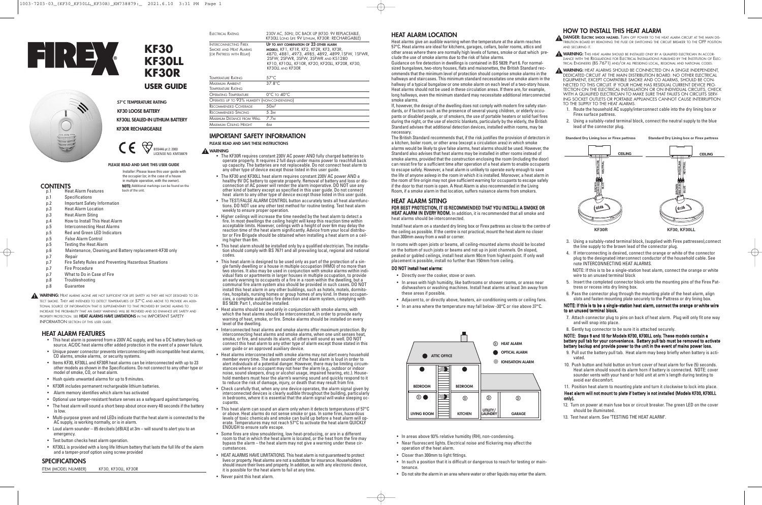# KF30 KF30LL KF30R

## USER GUIDE

57°C TEMPERATURE RATING

KF30 LOOSE BATTERY

KF30LL SEALED-IN LITHIUM BATTERY

KF30R RECHARGEABLE

BS5446 pt 2: 2003
LICENSE NO. KM738879

**PLEASE READ AND SAVE THIS USER GUIDE**

Installer: Please leave this user guide with the occupier (or, in the case of a house in multiple operation, with the owner).

**NOTE:** Additional markings can be found on the back of the unit.

## CONTENTS

- p.1 Heat Alarm Features
- p.1 Specifications
- p.2 Important Safety Information
- p.3 Heat Alarm Location
- p.3 Heat Alarm Siting
- p.4 How to Install This Heat Alarm
- p.5 Interconnecting Heat Alarms
- p.5 Red and Green LED Indicators
- p.5 False Alarm Control
- p.5 Testing the Heat Alarm
- p.6 Maintenance, Cleaning,and Battery replacement-KF30 only
- p.7 Repair
- p.7 Fire Safety Rules and Preventing Hazardous Situations
- p.7 Fire Procedure
- p.7 What to Do in Case of Fire
- p.8 Troubleshooting
- p.8 Guarantee

**WARNING:** HEAT ALARMS ALONE ARE NOT SUFFICIENT FOR LIFE SAFETY AS THEY ARE NOT DESIGNED TO DETECT SMOKE. THEY ARE INTENDED TO DETECT TEMPERATURES OF 57°C AND ABOVE TO PROVIDE AN ADDITIONAL SOURCE OF INFORMATION THAT IS SUPPLEMENTARY TO THAT PROVIDED BY SMOKE ALARMS TO INCREASE THE PROBABILITY THAT AN EARLY WARNING WILL BE PROVIDED AND SO ENHANCE LIFE SAFETY AND PROPERTY PROTECTION. SEE **HEAT ALARMS HAVE LIMITATIONS** IN THE IMPORTANT SAFETY INFORMATION SECTION OF THIS USER GUIDE.

## HEAT ALARM FEATURES

- This heat alarm is powered from a 230V AC supply, and has a DC battery back-up source. AC/DC heat alarms offer added protection in the event of a power failure.
- Unique power connector prevents interconnecting with incompatible heat alarms, CO alarms, smoke alarms, or security systems.
- Items KF30, KF30LL and KF30R heat alarms can be interconnected with up to 23 other models as shown in the Specifications. Do not connect to any other type or model of smoke, CO, or heat alarm.
- Hush quiets unwanted alarms for up to 9 minutes.
- KF30R includes permanent rechargeable lithium batteries.
- Alarm memory identifies which alarm has activated
- Optional use tamper-resistant feature serves as a safeguard against tampering.
- The heat alarm will sound a short beep about once every 40 seconds if the battery is low.
- Multi-purpose green and red LEDs indicate that the heat alarm is connected to the AC supply, is working normally, or is in alarm.
- Loud alarm sounder – 85 decibels [dB(A)] at 3m – will sound to alert you to an emergency.
- Test button checks heat alarm operation.
- KF30LL is provided with a long life lithium battery that lasts the full life of the alarm and a tamper-proof option using screw provided

## SPECIFICATIONS

| | |
|---|---|
| ITEM (MODEL NUMBER) | KF30, KF30LL, KF30R |
| ELECTRICAL RATING | 230V AC, 50Hz, DC BACK UP (KF30: 9V REPLACEABLE, KF30LL LONG LIFE 9V LITHIUM, KF30R: RECHARGABLE) |
| INTERCONNECTING FIREX SMOKE AND HEAT ALARMS (OR PATTRESS WITH RELAY) | UP TO ANY COMBINATION OF 23 OTHER ALARM MODELS, KF1, KF1R, KF2, KF2R, KF3, KF3R, 4870, 4881, 4973, 4985, 4892, 4899,1SFW, 1SFWR, 2SFW, 2SFWR, 3SFW, 3SFWR AND KS1280 KF10, KF10LL, KF10R, KF20, KF20LL, KF20R, KF30, KF30LL AND KF30R |
| TEMPERATURE RATING | 57°C |
| MAXIMUM AMBIENT TEMPERATURE RATING | 37.8°C |
| OPERATING TEMPERATURE | 0°C TO 40°C |
| OPERATES UP TO 93% HUMIDITY (NON-CONDENSING) | |
| RECOMMENDED COVERAGE | 50m² |
| RECOMMENDED SPACING | 5.3m |
| MAXIMUM DISTANCE FROM WALL | 7.7m |
| MAXIMUM CEILING HEIGHT | 6m |

## IMPORTANT SAFETY INFORMATION

**PLEASE READ AND SAVE THESE INSTRUCTIONS**

**WARNING**

- The KF30R requires constant 230V AC power AND fully charged batteries to operate properly. It requires 2 full days under mains power to reachfull back up capacity. The batteries are not replaceable. Do not connect heat alarm to any other type of device except those listed in this user guide.
- The KF30 and KF30LL heat alarm requires constant 230V AC power AND a healthy 9V DC battery to operate properly. Removal of battery and loss or disconnection of AC power will render the alarm inoperative. DO NOT use any other kind of battery except as specified in this user guide. Do not connect heat alarm to any other type of device except those listed in this user guide.
- The TEST/FALSE ALARM CONTROL button accurately tests all heat alarmfunctions. DO NOT use any other test method for routine testing. Test heat alarm weekly to ensure proper operation.
- Higher ceilings will increase the time needed by the heat alarm to detect a fire. In most dwellings the ceiling height will keep this reaction time within acceptable limits. However, ceilings with a height of over 6m may delay the reaction time of the heat alarm significantly. Advice from your local distributor or Fire Brigade should be obtained when installing a heat alarm on a ceiling higher than 6m.
- This heat alarm should be installed only by a qualified electrician. The installation should comply with BS 7671 and all prevailing local, regional and national codes.
- This heat alarm is designed to be used only as part of the protection of a single family dwelling or a house in multiple occupation (HMO) of no more than two stories. It also may be used in conjunction with smoke alarms within individual flats or apartments in larger houses in multiple occupation, to provide an early warning to occupants of a fire in a room within the dwelling, but a communal fire alarm system also should be provided in such cases. DO NOT install this heat alarm in any other buildings, such as hotels, motels, dormitories, hospitals, nursing homes or group homes of any kind. In these occupancies, a complete automatic fire detection and alarm system, complying with BS 5839: Part 1, should be installed.
- Heat alarms should be used only in conjunction with smoke alarms, with which the heat alarms should be interconnected, in order to provide early warning of heat, smoke, or fire. Smoke alarms should be installed on every level of the dwelling.
- Interconnected heat alarms and smoke alarms offer maximum protection. By interconnecting heat alarms and smoke alarms, when one unit senses heat, smoke, or fire, and sounds its alarm, all others will sound as well. DO NOT connect this heat alarm to any other type of alarm except those stated in this user guide or an approved auxiliary device.
- Heat alarms interconnected with smoke alarms may not alert every household member every time. The alarm sounder of the heat alarm is loud in order to alert individuals of a potential danger. However, there may be limiting circumstances where an occupant may not hear the alarm (e.g., outdoor or indoor noise, sound sleepers, drug or alcohol usage, impaired hearing, etc.). Household members must hear the alarm's warning sound and quickly respond to it to reduce the risk of damage, injury, or death that may result from fire.
- Check carefully that, when any one device operates, the alarm signal given by interconnected devices is clearly audible throughout the building, particularly in bedrooms, where it is essential that the alarm signal will wake sleeping occupants.
- This heat alarm can sound an alarm only when it detects temperatures of 57°C or above. Heat alarms do not sense smoke or gas. In some fires, hazardous levels of toxic chemicals and smoke can build up before a heat alarm will operate. Temperatures may not reach 57°C to activate the heat alarm QUICKLY ENOUGH to ensure safe escape.
- Some fires are slow smouldering, low heat-producing, or are in a different room to that in which the heat alarm is located, or the heat from the fire may bypass the alarm – the heat alarm may not give a warning under these circumstances.
- HEAT ALARMS HAVE LIMITATIONS. This heat alarm is not guaranteed to protect lives or property. Heat alarms are not a substitute for insurance. Householders should insure their lives and property. In addition, as with any electronic device, it is possible for the heat alarm to fail at any time.
- Never paint this heat alarm.

## HEAT ALARM LOCATION

Heat alarms give an audible warning when the temperature at the alarm reaches 57°C. Heat alarms are ideal for kitchens, garages, cellars, boiler rooms, attics and other areas where there are normally high levels of fumes, smoke or dust which preclude the use of smoke alarms due to the risk of false alarms.

Guidance on fire detection in dwellings is contained in BS 5839: Part 6. For normal-sized bungalows, two-story houses, flats and maisonettes, the British Standard recommends that the minimum level of protection should comprise smoke alarms in the hallways and staircases. This minimum standard necessitates one smoke alarm in the hallway of a typical bungalow or one smoke alarm on each level of a two-story house. Heat alarms should not be used in these circulation areas. If there are, for example, long hallways, even the minimum standard may necessitate additional interconnected smoke alarms.

If, however, the design of the dwelling does not comply with modern fire safety standards, or if factors such as the presence of several young children, or elderly occupants or disabled people, or of smokers, the use of portable heaters or solid fuel fires during the night, or the use of electric blankets, particularly by the elderly, the British Standard advises that additional detection devices, installed within rooms, may be necessary.

The British Standard recommends that, if the risk justifies the provision of detectors in a kitchen, boiler room, or other area (except a circulation area) in which smoke alarms would be likely to give false alarms, heat alarms should be used. However, the Standard also advises that heat alarms may be installed in other rooms instead of smoke alarms, provided that the construction enclosing the room (including the door) can resist fire for a sufficient time after operation of a heat alarm to enable occupants to escape safely. However, a heat alarm is unlikely to operate early enough to save the life of anyone asleep in the room in which it is installed. Moreover, a heat alarm in the room of fire origin may not give sufficient warning for occupants to escape safely if the door to that room is open. A Heat Alarm is also recommended in the Living Room, if a smoke alarm in that location, suffers nuisance alarms from smokers.

## HEAT ALARM SITING

**FOR BEST PROTECTION, IT IS RECOMMENDED THAT YOU INSTALL A SMOKE OR HEAT ALARM IN EVERY ROOM.** In addition, it is recommended that all smoke and heat alarms should be interconnected.

Install heat alarm on a standard dry lining box or Firex pattress as close to the centre of the ceiling as possible. If the centre is not practical, mount the heat alarm no closer than 300mm away from a wall or corner.

In rooms with open joists or beams, all ceiling-mounted alarms should be located on the bottom of such joists or beams and not up in joist channels. On sloped, peaked or gabled ceilings, install heat alarm 90cm from highest point. If only wall placement is possible, install no further than 150mm from ceiling.

**DO NOT install heat alarms:**

- Directly over the cooker, stove or oven.
- In areas with high humidity, like bathrooms or shower rooms, or areas near dishwashers or washing machines. Install heat alarms at least 3m away from these areas if possible.
- Adjacent to, or directly above, heaters, air-conditioning vents or ceiling fans.
- In an area where the temperature may fall below -30°C or rise above 37°C.

HEAT ALARM · OPTICAL ALARM · IONISATION ALARM

ATTIC OFFICE · BEDROOM · BEDROOM · LIVING ROOM · KITCHEN · UTILITY/LAUNDRY · GARAGE

- In areas above 93% relative humidity (RH), non-condensing.
- Near fluorescent lights. Electrical noise and flickering may affect the operation of the heat alarm.
- Closer than 300mm to light fittings.
- In such a position that it is difficult or dangerous to reach for testing or maintenance.
- Do not site the alarm in an area where water or other liquids may enter the alarm.

## HOW TO INSTALL THIS HEAT ALARM

**DANGER: ELECTRIC SHOCK HAZARD.** TURN OFF POWER TO THE HEAT ALARM CIRCUIT AT THE MAIN DISTRIBUTION BOARD BY REMOVING THE FUSE OR SWITCHING THE CIRCUIT BREAKER TO THE OFF POSITION AND SECURING IT.

**WARNING:** THIS HEAT ALARM SHOULD BE INSTALLED ONLY BY A QUALIFIED ELECTRICIAN IN ACCORDANCE WITH THE REGULATIONS FOR ELECTRICAL INSTALLATIONS PUBLISHED BY THE INSTITUTION OF ELECTRICAL ENGINEERS (BS 7671) AND/OR ALL PRESIDING LOCAL, REGIONAL AND NATIONAL CODES.

**WARNING:** HEAT ALARMS SHOULD BE CONNECTED ON A SINGLE INDEPENDENT, DEDICATED CIRCUIT AT THE MAIN DISTRIBUTION BOARD. NO OTHER ELECTRICAL EQUIPMENT, EXCEPT COMPATIBLE SMOKE AND CO ALARMS, SHOULD BE CONNECTED TO THIS CIRCUIT. IF YOUR HOME HAS RESIDUAL CURRENT DEVICE PROTECTION ON THE ELECTRICAL INSTALLATION OR ON INDIVIDUAL CIRCUITS, CHECK WITH A QUALIFIED ELECTRICIAN TO MAKE SURE THAT FAULTS ON CIRCUITS SERVING SOCKET OUTLETS OR PORTABLE APPLIANCES CANNOT CAUSE INTERRUPTION TO THE SUPPLY TO THE HEAT ALARMS.

1. Route the household AC supply/interconnect cable into the dry lining box or Firex surface pattress.
2. Using a suitably-rated terminal block, connect the neutral supply to the blue lead of the connector plug.

Standard Dry Lining box or Firex pattress · Standard Dry Lining box or Firex pattress · CEILING · CEILING · KF30R · KF30, KF30LL

3. Using a suitably-rated terminal block, (supplied with Firex pattresses),connect the line supply to the brown lead of the connector plug.
4. If interconnecting is desired, connect the orange or white of the connector plug to the designated interconnect conductor of the household cable. See note INTERCONNECTING HEAT ALARMS.

   NOTE: If this is to be a single-station heat alarm, connect the orange or white wire to an unused terminal block
5. Insert the completed connector block onto the mounting pins of the Firex Pattress or recess into dry lining box.
6. Pass the connector plug through the mounting plate of the heat alarm, align slots and fasten mounting plate securely to the Pattress or dry lining box.

**NOTE: If this is to be a single-station heat alarm, connect the orange or white wire to an unused terminal block.**

7. Attach connector plug to pins on back of heat alarm. Plug will only fit one way and will snap into place.
8. Gently tug connector to be sure it is attached securely.

**NOTE: Steps 9 and 10 for Models KF30, KF30LL only. These models contain a battery pull tab for your convenience. Battery pull tab must be removed to activate battery backup and provide power to the unit in the event of mains power loss.**

9. Pull out the battery pull tab. Heat alarm may beep briefly when battery is activated.
10. Push button and hold button on front cover of heat alarm for five (5) seconds. Heat alarm should sound its alarm horn if battery is connected. NOTE: cover sounder vents with your hand or hold unit at arm's length during testing to avoid ear discomfort.
11. Position heat alarm to mounting plate and turn it clockwise to lock into place.

**Heat alarm will not mount to plate if battery is not installed (Models KF30, KF30LL only).**

12. Turn on power at main fuse box or circuit breaker. The green LED on the cover should be illuminated.
13. Test heat alarm. See "TESTING THE HEAT ALARM".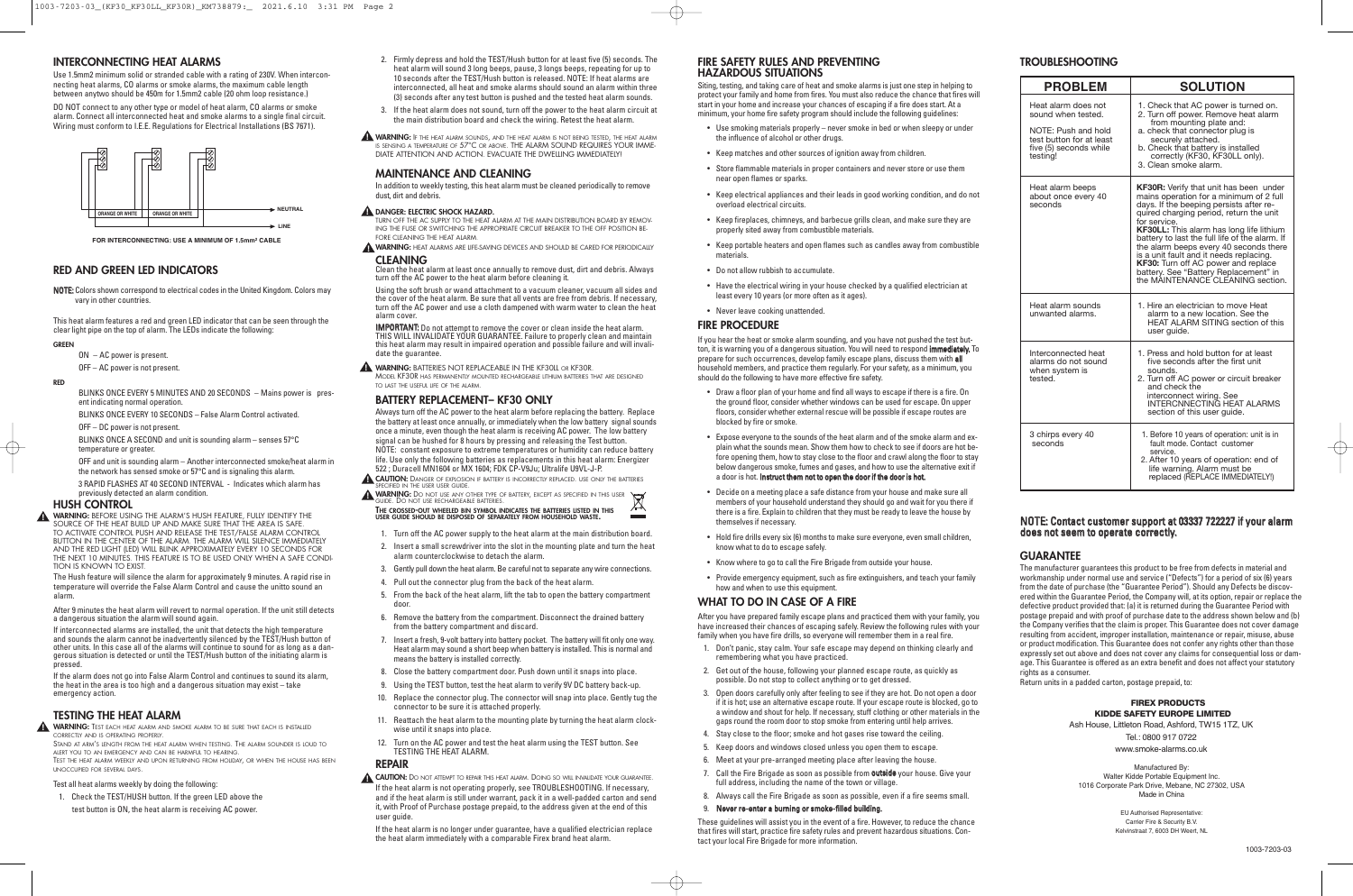## INTERCONNECTING HEAT ALARMS

Use 1.5mm2 minimum solid or stranded cable with a rating of 230V. When interconnecting heat alarms, CO alarms or smoke alarms, the maximum cable length between anytwo should be 450m for 1.5mm2 cable (20 ohm loop resistance.)

DO NOT connect to any other type or model of heat alarm, CO alarms or smoke alarm. Connect all interconnected heat and smoke alarms to a single final circuit. Wiring must conform to I.E.E. Regulations for Electrical Installations (BS 7671).

ORANGE OR WHITE
ORANGE OR WHITE
NEUTRAL
LINE

FOR INTERCONNECTING: USE A MINIMUM OF 1.5mm² CABLE

## RED AND GREEN LED INDICATORS

**NOTE:** Colors shown correspond to electrical codes in the United Kingdom. Colors may vary in other countries.

This heat alarm features a red and green LED indicator that can be seen through the clear light pipe on the top of alarm. The LEDs indicate the following:

**GREEN**

ON – AC power is present.

OFF – AC power is not present.

**RED**

BLINKS ONCE EVERY 5 MINUTES AND 20 SECONDS – Mains power is present indicating normal operation.

BLINKS ONCE EVERY 10 SECONDS – False Alarm Control activated.

OFF – DC power is not present.

BLINKS ONCE A SECOND and unit is sounding alarm – senses 57°C temperature or greater.

OFF and unit is sounding alarm – Another interconnected smoke/heat alarm in the network has sensed smoke or 57°C and is signaling this alarm.

3 RAPID FLASHES AT 40 SECOND INTERVAL - Indicates which alarm has previously detected an alarm condition.

## HUSH CONTROL

**WARNING:** BEFORE USING THE ALARM'S HUSH FEATURE, FULLY IDENTIFY THE SOURCE OF THE HEAT BUILD UP AND MAKE SURE THAT THE AREA IS SAFE. TO ACTIVATE CONTROL PUSH AND RELEASE THE TEST/FALSE ALARM CONTROL BUTTON IN THE CENTER OF THE ALARM. THE ALARM WILL SILENCE IMMEDIATELY AND THE RED LIGHT (LED) WILL BLINK APPROXIMATELY EVERY 10 SECONDS FOR THE NEXT 10 MINUTES. THIS FEATURE IS TO BE USED ONLY WHEN A SAFE CONDITION IS KNOWN TO EXIST.

The Hush feature will silence the alarm for approximately 9 minutes. A rapid rise in temperature will override the False Alarm Control and cause the unitto sound an alarm.

After 9 minutes the heat alarm will revert to normal operation. If the unit still detects a dangerous situation the alarm will sound again.

If interconnected alarms are installed, the unit that detects the high temperature and sounds the alarm cannot be inadvertently silenced by the TEST/Hush button of other units. In this case all of the alarms will continue to sound for as long as a dangerous situation is detected or until the TEST/Hush button of the initiating alarm is pressed.

If the alarm does not go into False Alarm Control and continues to sound its alarm, the heat in the area is too high and a dangerous situation may exist – take emergency action.

## TESTING THE HEAT ALARM

**WARNING:** TEST EACH HEAT ALARM AND SMOKE ALARM TO BE SURE THAT EACH IS INSTALLED CORRECTLY AND IS OPERATING PROPERLY.
STAND AT ARM'S LENGTH FROM THE HEAT ALARM WHEN TESTING. THE ALARM SOUNDER IS LOUD TO ALERT YOU TO AN EMERGENCY AND CAN BE HARMFUL TO HEARING.
TEST THE HEAT ALARM WEEKLY AND UPON RETURNING FROM HOLIDAY, OR WHEN THE HOUSE HAS BEEN UNOCCUPIED FOR SEVERAL DAYS.

Test all heat alarms weekly by doing the following:

1. Check the TEST/HUSH button. If the green LED above the test button is ON, the heat alarm is receiving AC power.
2. Firmly depress and hold the TEST/Hush button for at least five (5) seconds. The heat alarm will sound 3 long beeps, pause, 3 longs beeps, repeating for up to 10 seconds after the TEST/Hush button is released. NOTE: If heat alarms are interconnected, all heat and smoke alarms should sound an alarm within three (3) seconds after any test button is pushed and the tested heat alarm sounds.
3. If the heat alarm does not sound, turn off the power to the heat alarm circuit at the main distribution board and check the wiring. Retest the heat alarm.

**WARNING:** IF THE HEAT ALARM SOUNDS, AND THE HEAT ALARM IS NOT BEING TESTED, THE HEAT ALARM IS SENSING A TEMPERATURE OF 57°C OR ABOVE. THE ALARM SOUND REQUIRES YOUR IMMEDIATE ATTENTION AND ACTION. EVACUATE THE DWELLING IMMEDIATELY!

## MAINTENANCE AND CLEANING

In addition to weekly testing, this heat alarm must be cleaned periodically to remove dust, dirt and debris.

**DANGER: ELECTRIC SHOCK HAZARD.**
TURN OFF THE AC SUPPLY TO THE HEAT ALARM AT THE MAIN DISTRIBUTION BOARD BY REMOVING THE FUSE OR SWITCHING THE APPROPRIATE CIRCUIT BREAKER TO THE OFF POSITION BEFORE CLEANING THE HEAT ALARM.

**WARNING:** HEAT ALARMS ARE LIFE-SAVING DEVICES AND SHOULD BE CARED FOR PERIODICALLY

### CLEANING

Clean the heat alarm at least once annually to remove dust, dirt and debris. Always turn off the AC power to the heat alarm before cleaning it.

Using the soft brush or wand attachment to a vacuum cleaner, vacuum all sides and the cover of the heat alarm. Be sure that all vents are free from debris. If necessary, turn off the AC power and use a cloth dampened with warm water to clean the heat alarm cover.

**IMPORTANT:** Do not attempt to remove the cover or clean inside the heat alarm. THIS WILL INVALIDATE YOUR GUARANTEE. Failure to properly clean and maintain this heat alarm may result in impaired operation and possible failure and will invalidate the guarantee.

**WARNING:** BATTERIES NOT REPLACEABLE IN THE KF30LL OR KF30R. MODEL KF30R HAS PERMANENTLY MOUNTED RECHARGEABLE LITHIUM BATTERIES THAT ARE DESIGNED TO LAST THE USEFUL LIFE OF THE ALARM.

## BATTERY REPLACEMENT– KF30 ONLY

Always turn off the AC power to the heat alarm before replacing the battery. Replace the battery at least once annually, or immediately when the low battery signal sounds once a minute, even though the heat alarm is receiving AC power. The low battery signal can be hushed for 8 hours by pressing and releasing the Test button.
NOTE: constant exposure to extreme temperatures or humidity can reduce battery life. Use only the following batteries as replacements in this heat alarm: Energizer 522 ; Duracell MN1604 or MX 1604; FDK CP-V9Ju; Ultralife U9VL-J-P.

**CAUTION:** DANGER OF EXPLOSION IF BATTERY IS INCORRECTLY REPLACED. USE ONLY THE BATTERIES SPECIFIED IN THE USER USER GUIDE.

**WARNING:** DO NOT USE ANY OTHER TYPE OF BATTERY, EXCEPT AS SPECIFIED IN THIS USER GUIDE. DO NOT USE RECHARGEABLE BATTERIES.

**THE CROSSED-OUT WHEELED BIN SYMBOL INDICATES THE BATTERIES LISTED IN THIS USER GUIDE SHOULD BE DISPOSED OF SEPARATELY FROM HOUSEHOLD WASTE.**

1. Turn off the AC power supply to the heat alarm at the main distribution board.
2. Insert a small screwdriver into the slot in the mounting plate and turn the heat alarm counterclockwise to detach the alarm.
3. Gently pull down the heat alarm. Be careful not to separate any wire connections.
4. Pull out the connector plug from the back of the heat alarm.
5. From the back of the heat alarm, lift the tab to open the battery compartment door.
6. Remove the battery from the compartment. Disconnect the drained battery from the battery compartment and discard.
7. Insert a fresh, 9-volt battery into battery pocket. The battery will fit only one way. Heat alarm may sound a short beep when battery is installed. This is normal and means the battery is installed correctly.
8. Close the battery compartment door. Push down until it snaps into place.
9. Using the TEST button, test the heat alarm to verify 9V DC battery back-up.
10. Replace the connector plug. The connector will snap into place. Gently tug the connector to be sure it is attached properly.
11. Reattach the heat alarm to the mounting plate by turning the heat alarm clockwise until it snaps into place.
12. Turn on the AC power and test the heat alarm using the TEST button. See TESTING THE HEAT ALARM.

### REPAIR

**CAUTION:** DO NOT ATTEMPT TO REPAIR THIS HEAT ALARM. DOING SO WILL INVALIDATE YOUR GUARANTEE.

If the heat alarm is not operating properly, see TROUBLESHOOTING. If necessary, and if the heat alarm is still under warrant, pack it in a well-padded carton and send it, with Proof of Purchase postage prepaid, to the address given at the end of this user guide.

If the heat alarm is no longer under guarantee, have a qualified electrician replace the heat alarm immediately with a comparable Firex brand heat alarm.

## FIRE SAFETY RULES AND PREVENTING HAZARDOUS SITUATIONS

Siting, testing, and taking care of heat and smoke alarms is just one step in helping to protect your family and home from fires. You must also reduce the chance that fires will start in your home and increase your chances of escaping if a fire does start. At a minimum, your home fire safety program should include the following guidelines:

- Use smoking materials properly – never smoke in bed or when sleepy or under the influence of alcohol or other drugs.
- Keep matches and other sources of ignition away from children.
- Store flammable materials in proper containers and never store or use them near open flames or sparks.
- Keep electrical appliances and their leads in good working condition, and do not overload electrical circuits.
- Keep fireplaces, chimneys, and barbecue grills clean, and make sure they are properly sited away from combustible materials.
- Keep portable heaters and open flames such as candles away from combustible materials.
- Do not allow rubbish to accumulate.
- Have the electrical wiring in your house checked by a qualified electrician at least every 10 years (or more often as it ages).
- Never leave cooking unattended.

## FIRE PROCEDURE

If you hear the heat or smoke alarm sounding, and you have not pushed the test button, it is warning you of a dangerous situation. You will need to respond **immediately.** To prepare for such occurrences, develop family escape plans, discuss them with **all** household members, and practice them regularly. For your safety, as a minimum, you should do the following to have more effective fire safety.

- Draw a floor plan of your home and find all ways to escape if there is a fire. On the ground floor, consider whether windows can be used for escape. On upper floors, consider whether external rescue will be possible if escape routes are blocked by fire or smoke.
- Expose everyone to the sounds of the heat alarm and of the smoke alarm and explain what the sounds mean. Show them how to check to see if doors are hot before opening them, how to stay close to the floor and crawl along the floor to stay below dangerous smoke, fumes and gases, and how to use the alternative exit if a door is hot. **Instruct them not to open the door if the door is hot.**
- Decide on a meeting place a safe distance from your house and make sure all members of your household understand they should go and wait for you there if there is a fire. Explain to children that they must be ready to leave the house by themselves if necessary.
- Hold fire drills every six (6) months to make sure everyone, even small children, know what to do to escape safely.
- Know where to go to call the Fire Brigade from outside your house.
- Provide emergency equipment, such as fire extinguishers, and teach your family how and when to use this equipment.

## WHAT TO DO IN CASE OF A FIRE

After you have prepared family escape plans and practiced them with your family, you have increased their chances of escaping safely. Review the following rules with your family when you have fire drills, so everyone will remember them in a real fire.

1. Don't panic, stay calm. Your safe escape may depend on thinking clearly and remembering what you have practiced.
2. Get out of the house, following your planned escape route, as quickly as possible. Do not stop to collect anything or to get dressed.
3. Open doors carefully only after feeling to see if they are hot. Do not open a door if it is hot; use an alternative escape route. If your escape route is blocked, go to a window and shout for help. If necessary, stuff clothing or other materials in the gaps round the room door to stop smoke from entering until help arrives.
4. Stay close to the floor; smoke and hot gases rise toward the ceiling.
5. Keep doors and windows closed unless you open them to escape.
6. Meet at your pre-arranged meeting place after leaving the house.
7. Call the Fire Brigade as soon as possible from **outside** your house. Give your full address, including the name of the town or village.
8. Always call the Fire Brigade as soon as possible, even if a fire seems small.
9. **Never re-enter a burning or smoke-filled building.**

These guidelines will assist you in the event of a fire. However, to reduce the chance that fires will start, practice fire safety rules and prevent hazardous situations. Contact your local Fire Brigade for more information.

## TROUBLESHOOTING

| PROBLEM | SOLUTION |
|---|---|
| Heat alarm does not sound when tested.<br><br>NOTE: Push and hold test button for at least five (5) seconds while testing! | 1. Check that AC power is turned on.<br>2. Turn off power. Remove heat alarm from mounting plate and:<br>a. check that connector plug is securely attached.<br>b. Check that battery is installed correctly (KF30, KF30LL only).<br>3. Clean smoke alarm. |
| Heat alarm beeps about once every 40 seconds | **KF30R:** Verify that unit has been under mains operation for a minimum of 2 full days. If the beeping persists after required charging period, return the unit for service.<br>**KF30LL:** This alarm has long life lithium battery to last the full life of the alarm. If the alarm beeps every 40 seconds there is a unit fault and it needs replacing.<br>**KF30:** Turn off AC power and replace battery. See "Battery Replacement" in the MAINTENANCE CLEANING section. |
| Heat alarm sounds unwanted alarms. | 1. Hire an electrician to move Heat alarm to a new location. See the HEAT ALARM SITING section of this user guide. |
| Interconnected heat alarms do not sound when system is tested. | 1. Press and hold button for at least five seconds after the first unit sounds.<br>2. Turn off AC power or circuit breaker and check the interconnect wiring. See INTERCONNECTING HEAT ALARMS section of this user guide. |
| 3 chirps every 40 seconds | 1. Before 10 years of operation: unit is in fault mode. Contact customer service.<br>2. After 10 years of operation: end of life warning. Alarm must be replaced (REPLACE IMMEDIATELY!) |

**NOTE: Contact customer support at 03337 722227 if your alarm does not seem to operate correctly.**

## GUARANTEE

The manufacturer guarantees this product to be free from defects in material and workmanship under normal use and service ("Defects") for a period of six (6) years from the date of purchase (the "Guarantee Period"). Should any Defects be discovered within the Guarantee Period, the Company will, at its option, repair or replace the defective product provided that: (a) it is returned during the Guarantee Period with postage prepaid and with proof of purchase date to the address shown below and (b) the Company verifies that the claim is proper. This Guarantee does not cover damage resulting from accident, improper installation, maintenance or repair, misuse, abuse or product modification. This Guarantee does not confer any rights other than those expressly set out above and does not cover any claims for consequential loss or damage. This Guarantee is offered as an extra benefit and does not affect your statutory rights as a consumer.

Return units in a padded carton, postage prepaid, to:

**FIREX PRODUCTS**
**KIDDE SAFETY EUROPE LIMITED**
Ash House, Littleton Road, Ashford, TW15 1TZ, UK
Tel.: 0800 917 0722
www.smoke-alarms.co.uk

Manufactured By:
Walter Kidde Portable Equipment Inc.
1016 Corporate Park Drive, Mebane, NC 27302, USA
Made in China

EU Authorised Representative:
Carrier Fire & Security B.V.
Kelvinstraat 7, 6003 DH Weert, NL

1003-7203-03